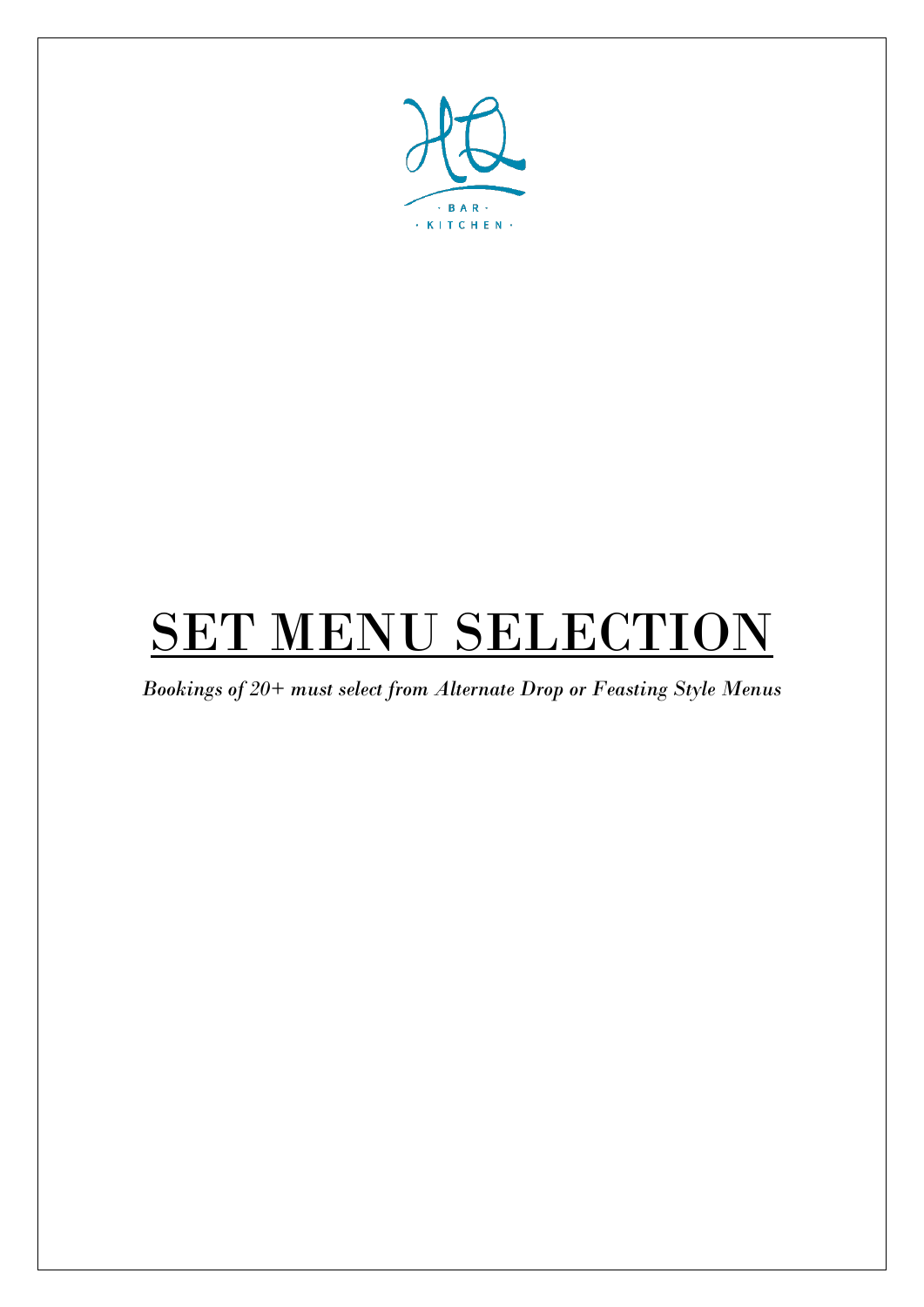HQ

· BAR ·

· KITCHEN ·

# SET MENU SELECTION

*Bookings of 20+ must select from Alternate Drop or Feasting Style Menus*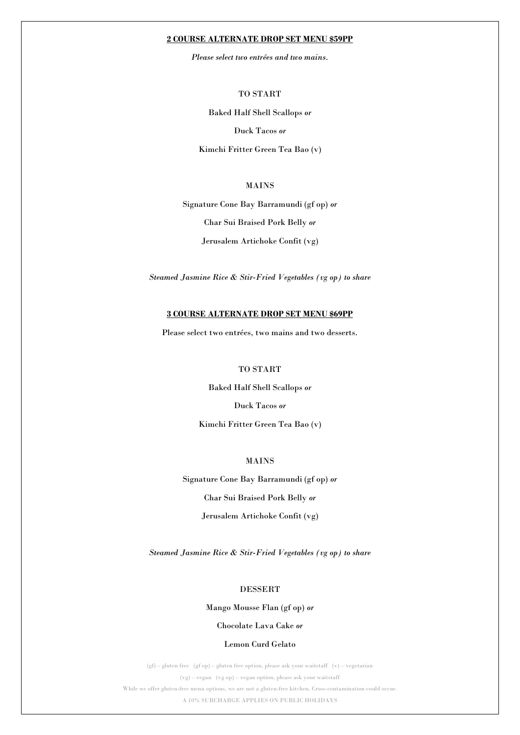## **2 COURSE ALTERNATE DROP SET MENU $59PP**

*Please select two entrées and two mains.*

### TO START

Baked Half Shell Scallops *or*

Duck Tacos *or*

Kimchi Fritter Green Tea Bao (v)

### MAINS

Signature Cone Bay Barramundi (gf op) *or*

Char Sui Braised Pork Belly *or*

Jerusalem Artichoke Confit (vg)

*Steamed Jasmine Rice & Stir-Fried Vegetables (vg op) to share*

## **3 COURSE ALTERNATE DROP SET MENU $69PP**

Please select two entrées, two mains and two desserts.

### TO START

Baked Half Shell Scallops *or*

Duck Tacos *or*

Kimchi Fritter Green Tea Bao (v)

### MAINS

Signature Cone Bay Barramundi (gf op) *or*

Char Sui Braised Pork Belly *or*

Jerusalem Artichoke Confit (vg)

*Steamed Jasmine Rice & Stir-Fried Vegetables (vg op) to share*

### DESSERT

Mango Mousse Flan (gf op) *or*

Chocolate Lava Cake *or*

Lemon Curd Gelato

(gf) – gluten free (gf op) – gluten free option, please ask your waitstaff (v) – vegetarian

(vg) – vegan (vg op) – vegan option, please ask your waitstaff

While we offer gluten-free menu options, we are not a gluten-free kitchen. Cross-contamination could occur.

A 10% SURCHARGE APPLIES ON PUBLIC HOLIDAYS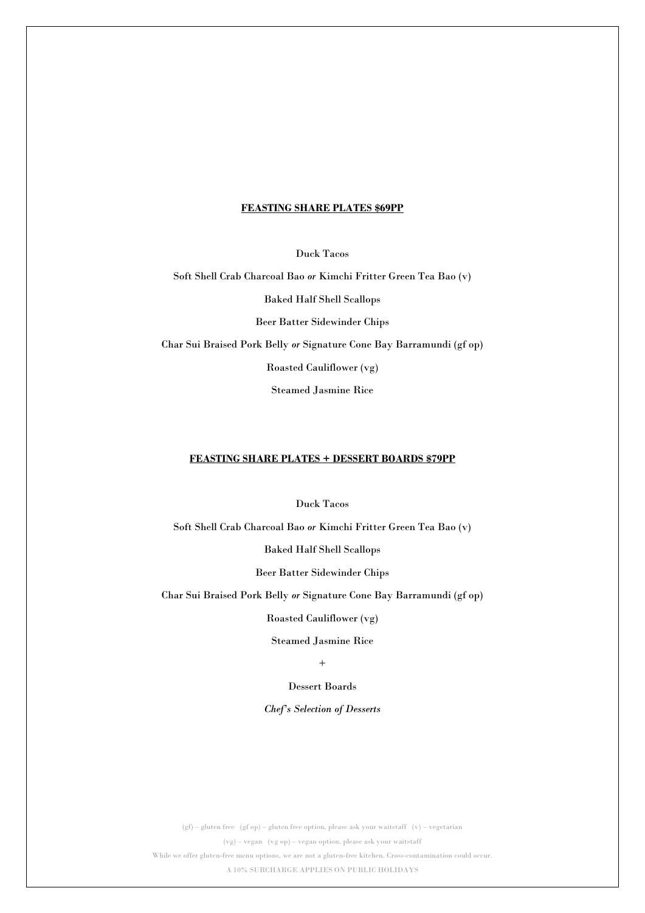## **FEASTING SHARE PLATES $69PP**

Duck Tacos

Soft Shell Crab Charcoal Bao *or* Kimchi Fritter Green Tea Bao (v)

Baked Half Shell Scallops

Beer Batter Sidewinder Chips

Char Sui Braised Pork Belly *or* Signature Cone Bay Barramundi (gf op)

Roasted Cauliflower (vg)

Steamed Jasmine Rice

## **FEASTING SHARE PLATES + DESSERT BOARDS $79PP**

Duck Tacos

Soft Shell Crab Charcoal Bao *or* Kimchi Fritter Green Tea Bao (v)

Baked Half Shell Scallops

Beer Batter Sidewinder Chips

Char Sui Braised Pork Belly *or* Signature Cone Bay Barramundi (gf op)

Roasted Cauliflower (vg)

Steamed Jasmine Rice

+

Dessert Boards

*Chef's Selection of Desserts*

(gf) – gluten free (gf op) – gluten free option, please ask your waitstaff (v) – vegetarian

(vg) – vegan (vg op) – vegan option, please ask your waitstaff

While we offer gluten-free menu options, we are not a gluten-free kitchen. Cross-contamination could occur.

A 10% SURCHARGE APPLIES ON PUBLIC HOLIDAYS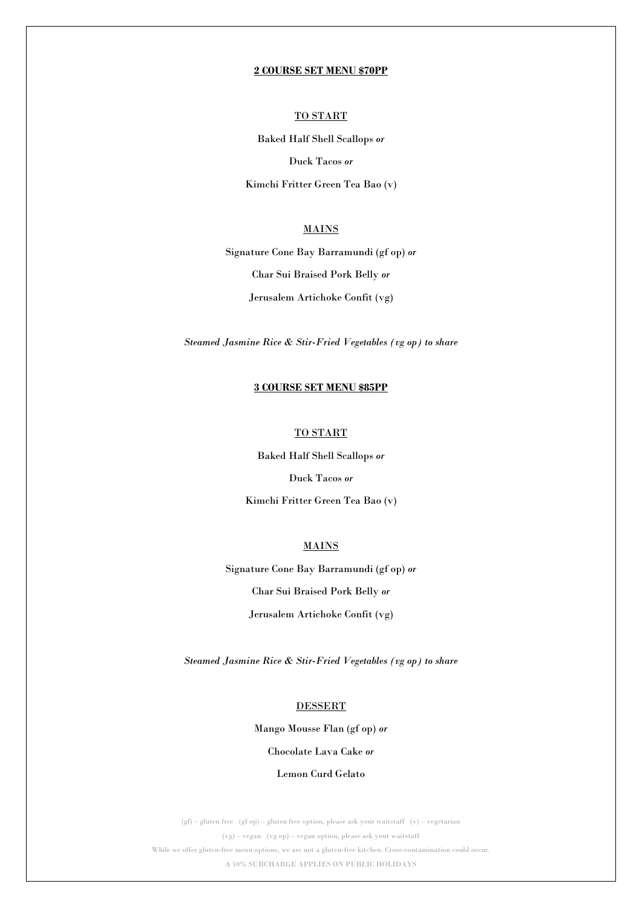## **2 COURSE SET MENU $70PP**

### TO START

Baked Half Shell Scallops *or*

Duck Tacos *or*

Kimchi Fritter Green Tea Bao (v)

### MAINS

Signature Cone Bay Barramundi (gf op) *or*

Char Sui Braised Pork Belly *or*

Jerusalem Artichoke Confit (vg)

*Steamed Jasmine Rice & Stir-Fried Vegetables (vg op) to share*

## **3 COURSE SET MENU $85PP**

### TO START

Baked Half Shell Scallops *or*

Duck Tacos *or*

Kimchi Fritter Green Tea Bao (v)

### MAINS

Signature Cone Bay Barramundi (gf op) *or*

Char Sui Braised Pork Belly *or*

Jerusalem Artichoke Confit (vg)

*Steamed Jasmine Rice & Stir-Fried Vegetables (vg op) to share*

### DESSERT

Mango Mousse Flan (gf op) *or*

Chocolate Lava Cake *or*

Lemon Curd Gelato

(gf) – gluten free (gf op) – gluten free option, please ask your waitstaff (v) – vegetarian

(vg) – vegan (vg op) – vegan option, please ask your waitstaff

While we offer gluten-free menu options, we are not a gluten-free kitchen. Cross-contamination could occur.

A 10% SURCHARGE APPLIES ON PUBLIC HOLIDAYS